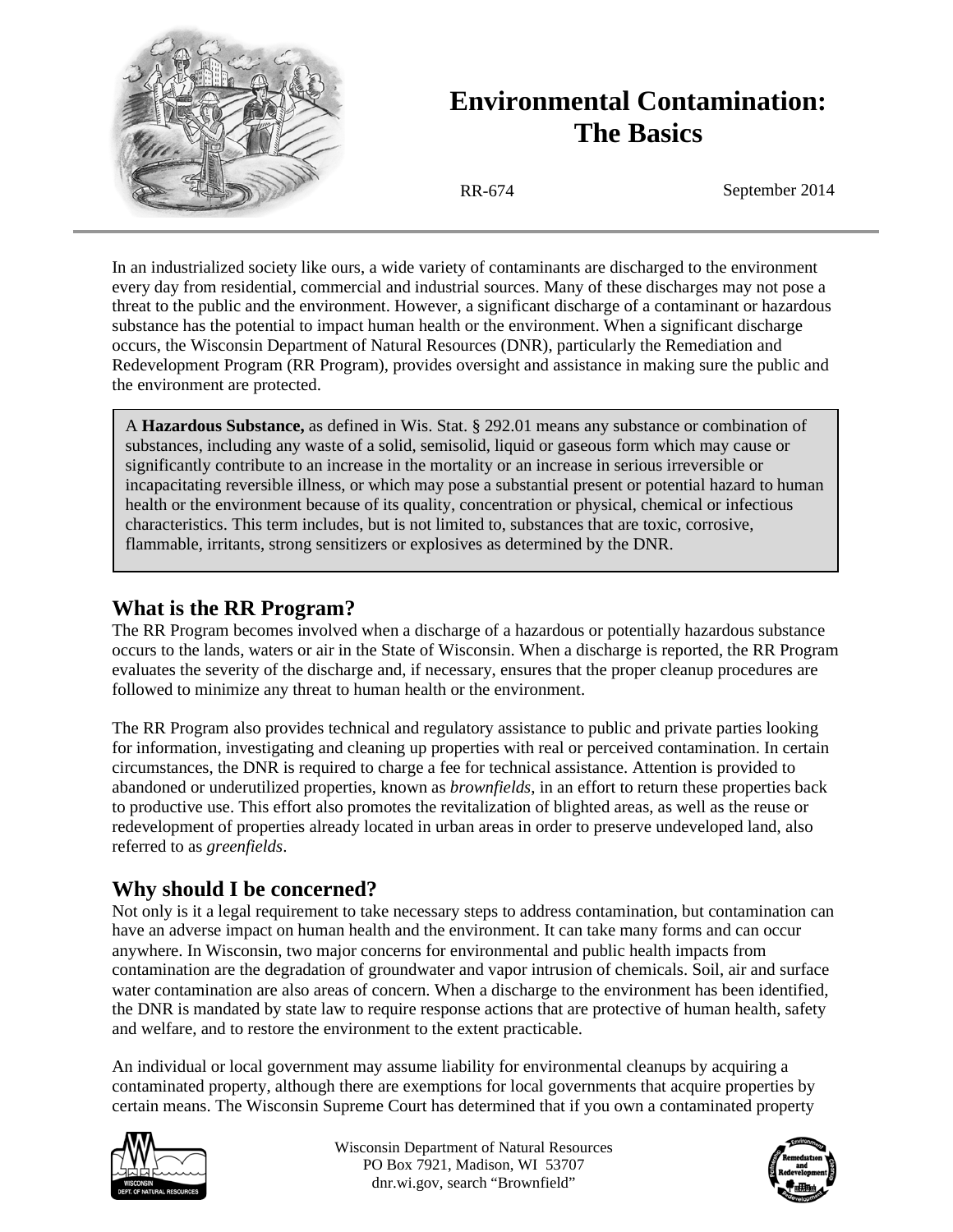# Environmental Contamination: The Basics

RR-674

September 2014

In an industrialized society like ours, a wide variety of contaminants are discharged to the environment every day from residential, commercial and industrial sources. Many of these discharges may not pose a threat to the public and the environment. However, a significant discharge of a contaminant or hazardous substance has the potential to impact human health or the environment. When a significant discharge occurs, the Wisconsin Department of Natural Resources (DNR), particularly the Remediation and Redevelopment Program (RR Program), provides oversight and assistance in making sure the public and the environment are protected.

> A **Hazardous Substance,** as defined in Wis. Stat. § 292.01 means any substance or combination of substances, including any waste of a solid, semisolid, liquid or gaseous form which may cause or significantly contribute to an increase in the mortality or an increase in serious irreversible or incapacitating reversible illness, or which may pose a substantial present or potential hazard to human health or the environment because of its quality, concentration or physical, chemical or infectious characteristics. This term includes, but is not limited to, substances that are toxic, corrosive, flammable, irritants, strong sensitizers or explosives as determined by the DNR.

## What is the RR Program?

The RR Program becomes involved when a discharge of a hazardous or potentially hazardous substance occurs to the lands, waters or air in the State of Wisconsin. When a discharge is reported, the RR Program evaluates the severity of the discharge and, if necessary, ensures that the proper cleanup procedures are followed to minimize any threat to human health or the environment.

The RR Program also provides technical and regulatory assistance to public and private parties looking for information, investigating and cleaning up properties with real or perceived contamination. In certain circumstances, the DNR is required to charge a fee for technical assistance. Attention is provided to abandoned or underutilized properties, known as *brownfields*, in an effort to return these properties back to productive use. This effort also promotes the revitalization of blighted areas, as well as the reuse or redevelopment of properties already located in urban areas in order to preserve undeveloped land, also referred to as *greenfields*.

## Why should I be concerned?

Not only is it a legal requirement to take necessary steps to address contamination, but contamination can have an adverse impact on human health and the environment. It can take many forms and can occur anywhere. In Wisconsin, two major concerns for environmental and public health impacts from contamination are the degradation of groundwater and vapor intrusion of chemicals. Soil, air and surface water contamination are also areas of concern. When a discharge to the environment has been identified, the DNR is mandated by state law to require response actions that are protective of human health, safety and welfare, and to restore the environment to the extent practicable.

An individual or local government may assume liability for environmental cleanups by acquiring a contaminated property, although there are exemptions for local governments that acquire properties by certain means. The Wisconsin Supreme Court has determined that if you own a contaminated property

Wisconsin Department of Natural Resources
PO Box 7921, Madison, WI 53707
dnr.wi.gov, search "Brownfield"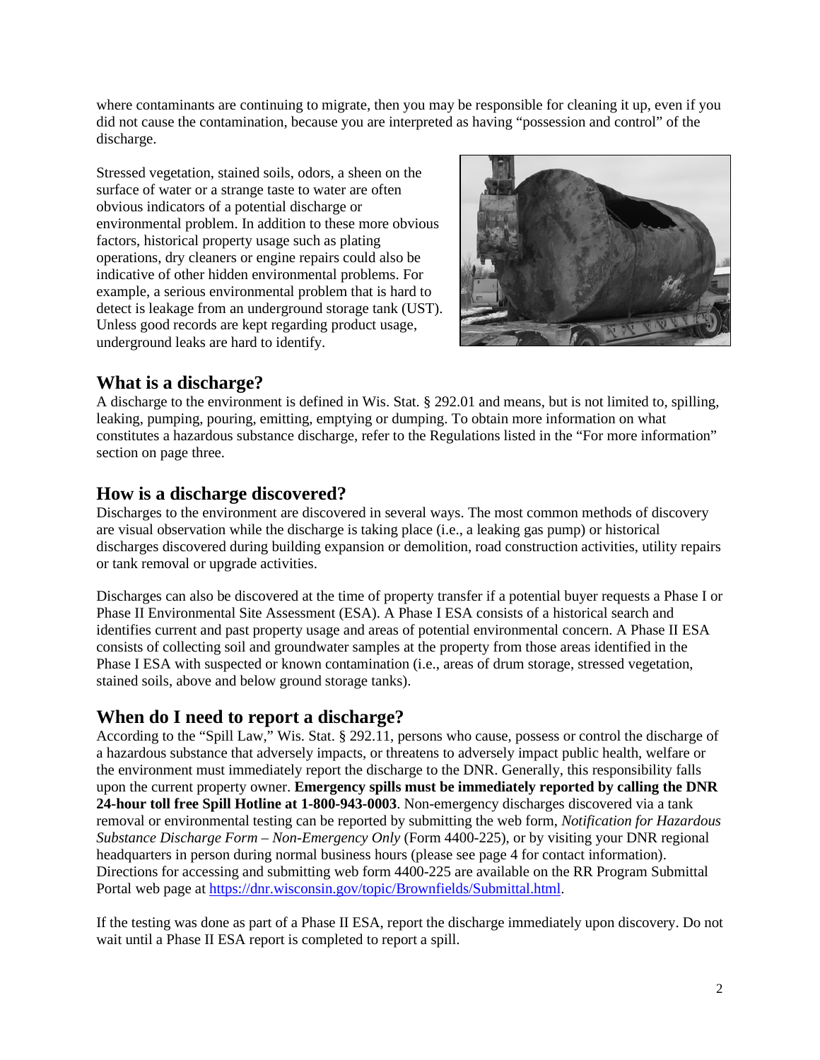where contaminants are continuing to migrate, then you may be responsible for cleaning it up, even if you did not cause the contamination, because you are interpreted as having "possession and control" of the discharge.

Stressed vegetation, stained soils, odors, a sheen on the surface of water or a strange taste to water are often obvious indicators of a potential discharge or environmental problem. In addition to these more obvious factors, historical property usage such as plating operations, dry cleaners or engine repairs could also be indicative of other hidden environmental problems. For example, a serious environmental problem that is hard to detect is leakage from an underground storage tank (UST). Unless good records are kept regarding product usage, underground leaks are hard to identify.

## What is a discharge?

A discharge to the environment is defined in Wis. Stat. § 292.01 and means, but is not limited to, spilling, leaking, pumping, pouring, emitting, emptying or dumping. To obtain more information on what constitutes a hazardous substance discharge, refer to the Regulations listed in the "For more information" section on page three.

## How is a discharge discovered?

Discharges to the environment are discovered in several ways. The most common methods of discovery are visual observation while the discharge is taking place (i.e., a leaking gas pump) or historical discharges discovered during building expansion or demolition, road construction activities, utility repairs or tank removal or upgrade activities.

Discharges can also be discovered at the time of property transfer if a potential buyer requests a Phase I or Phase II Environmental Site Assessment (ESA). A Phase I ESA consists of a historical search and identifies current and past property usage and areas of potential environmental concern. A Phase II ESA consists of collecting soil and groundwater samples at the property from those areas identified in the Phase I ESA with suspected or known contamination (i.e., areas of drum storage, stressed vegetation, stained soils, above and below ground storage tanks).

## When do I need to report a discharge?

According to the "Spill Law," Wis. Stat. § 292.11, persons who cause, possess or control the discharge of a hazardous substance that adversely impacts, or threatens to adversely impact public health, welfare or the environment must immediately report the discharge to the DNR. Generally, this responsibility falls upon the current property owner. **Emergency spills must be immediately reported by calling the DNR 24-hour toll free Spill Hotline at 1-800-943-0003**. Non-emergency discharges discovered via a tank removal or environmental testing can be reported by submitting the web form, *Notification for Hazardous Substance Discharge Form – Non-Emergency Only* (Form 4400-225), or by visiting your DNR regional headquarters in person during normal business hours (please see page 4 for contact information). Directions for accessing and submitting web form 4400-225 are available on the RR Program Submittal Portal web page at [https://dnr.wisconsin.gov/topic/Brownfields/Submittal.html](https://dnr.wisconsin.gov/topic/Brownfields/Submittal.html).

If the testing was done as part of a Phase II ESA, report the discharge immediately upon discovery. Do not wait until a Phase II ESA report is completed to report a spill.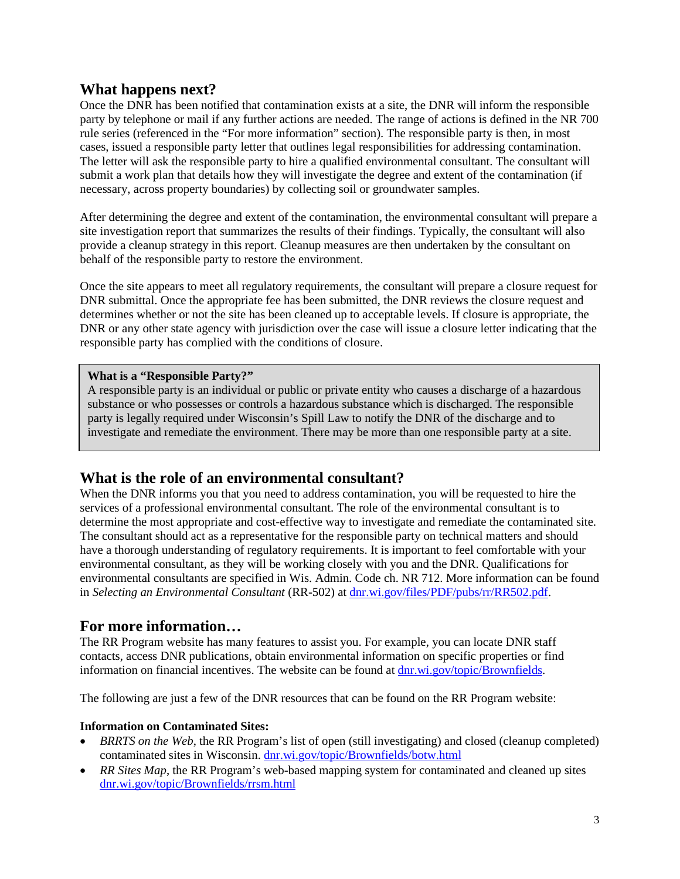## What happens next?

Once the DNR has been notified that contamination exists at a site, the DNR will inform the responsible party by telephone or mail if any further actions are needed. The range of actions is defined in the NR 700 rule series (referenced in the "For more information" section). The responsible party is then, in most cases, issued a responsible party letter that outlines legal responsibilities for addressing contamination. The letter will ask the responsible party to hire a qualified environmental consultant. The consultant will submit a work plan that details how they will investigate the degree and extent of the contamination (if necessary, across property boundaries) by collecting soil or groundwater samples.

After determining the degree and extent of the contamination, the environmental consultant will prepare a site investigation report that summarizes the results of their findings. Typically, the consultant will also provide a cleanup strategy in this report. Cleanup measures are then undertaken by the consultant on behalf of the responsible party to restore the environment.

Once the site appears to meet all regulatory requirements, the consultant will prepare a closure request for DNR submittal. Once the appropriate fee has been submitted, the DNR reviews the closure request and determines whether or not the site has been cleaned up to acceptable levels. If closure is appropriate, the DNR or any other state agency with jurisdiction over the case will issue a closure letter indicating that the responsible party has complied with the conditions of closure.

> **What is a "Responsible Party?"**
> A responsible party is an individual or public or private entity who causes a discharge of a hazardous substance or who possesses or controls a hazardous substance which is discharged. The responsible party is legally required under Wisconsin's Spill Law to notify the DNR of the discharge and to investigate and remediate the environment. There may be more than one responsible party at a site.

## What is the role of an environmental consultant?

When the DNR informs you that you need to address contamination, you will be requested to hire the services of a professional environmental consultant. The role of the environmental consultant is to determine the most appropriate and cost-effective way to investigate and remediate the contaminated site. The consultant should act as a representative for the responsible party on technical matters and should have a thorough understanding of regulatory requirements. It is important to feel comfortable with your environmental consultant, as they will be working closely with you and the DNR. Qualifications for environmental consultants are specified in Wis. Admin. Code ch. NR 712. More information can be found in *Selecting an Environmental Consultant* (RR-502) at dnr.wi.gov/files/PDF/pubs/rr/RR502.pdf.

## For more information…

The RR Program website has many features to assist you. For example, you can locate DNR staff contacts, access DNR publications, obtain environmental information on specific properties or find information on financial incentives. The website can be found at dnr.wi.gov/topic/Brownfields.

The following are just a few of the DNR resources that can be found on the RR Program website:

**Information on Contaminated Sites:**

- *BRRTS on the Web*, the RR Program's list of open (still investigating) and closed (cleanup completed) contaminated sites in Wisconsin. dnr.wi.gov/topic/Brownfields/botw.html
- *RR Sites Map*, the RR Program's web-based mapping system for contaminated and cleaned up sites dnr.wi.gov/topic/Brownfields/rrsm.html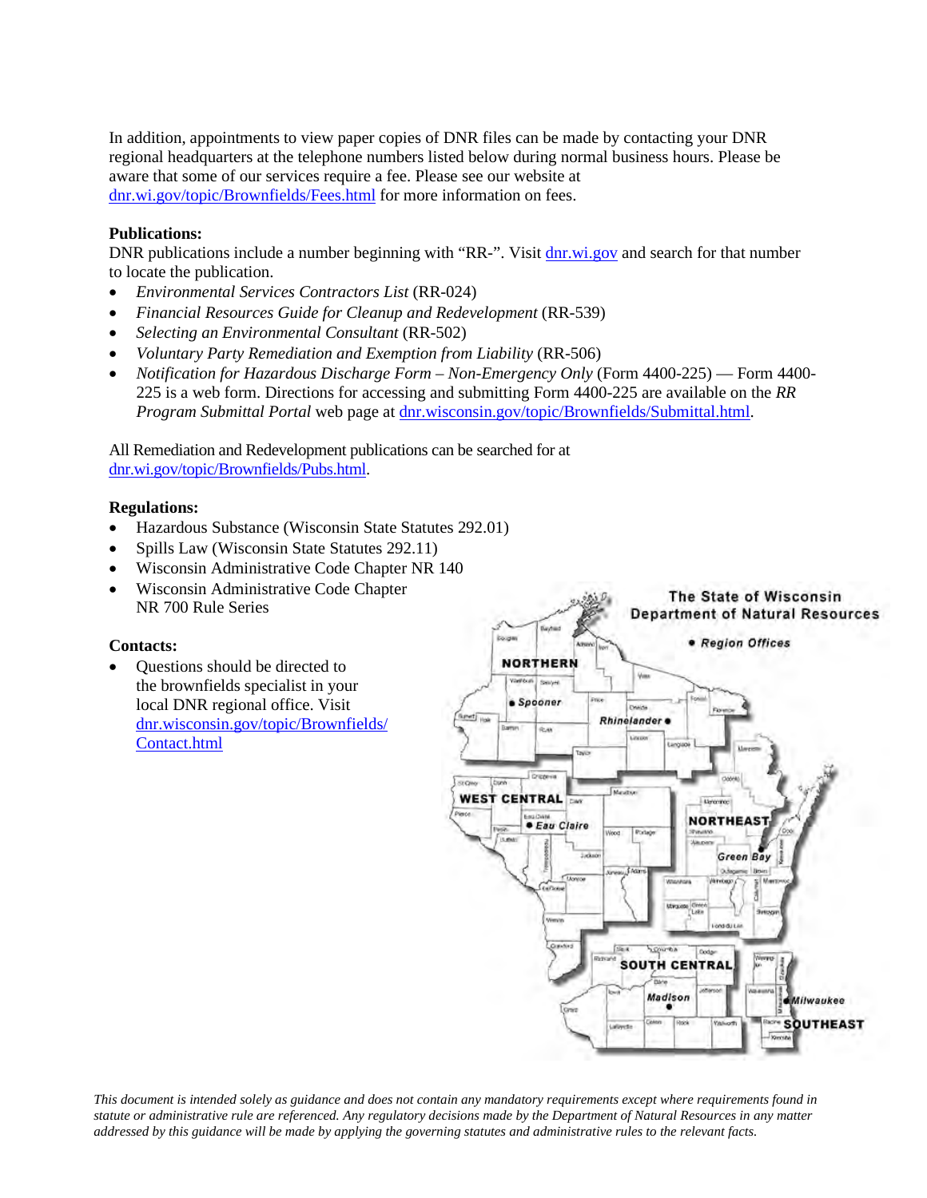In addition, appointments to view paper copies of DNR files can be made by contacting your DNR regional headquarters at the telephone numbers listed below during normal business hours. Please be aware that some of our services require a fee. Please see our website at dnr.wi.gov/topic/Brownfields/Fees.html for more information on fees.

**Publications:**

DNR publications include a number beginning with "RR-". Visit dnr.wi.gov and search for that number to locate the publication.

- *Environmental Services Contractors List* (RR-024)
- *Financial Resources Guide for Cleanup and Redevelopment* (RR-539)
- *Selecting an Environmental Consultant* (RR-502)
- *Voluntary Party Remediation and Exemption from Liability* (RR-506)
- *Notification for Hazardous Discharge Form – Non-Emergency Only* (Form 4400-225) — Form 4400-225 is a web form. Directions for accessing and submitting Form 4400-225 are available on the *RR Program Submittal Portal* web page at dnr.wisconsin.gov/topic/Brownfields/Submittal.html.

All Remediation and Redevelopment publications can be searched for at dnr.wi.gov/topic/Brownfields/Pubs.html.

**Regulations:**

- Hazardous Substance (Wisconsin State Statutes 292.01)
- Spills Law (Wisconsin State Statutes 292.11)
- Wisconsin Administrative Code Chapter NR 140
- Wisconsin Administrative Code Chapter NR 700 Rule Series

**Contacts:**

- Questions should be directed to the brownfields specialist in your local DNR regional office. Visit dnr.wisconsin.gov/topic/Brownfields/Contact.html

The State of Wisconsin
Department of Natural Resources
• Region Offices
NORTHERN
Spooner
Rhinelander
WEST CENTRAL
Eau Claire
NORTHEAST
Green Bay
SOUTH CENTRAL
Madison
Milwaukee
SOUTHEAST

*This document is intended solely as guidance and does not contain any mandatory requirements except where requirements found in statute or administrative rule are referenced. Any regulatory decisions made by the Department of Natural Resources in any matter addressed by this guidance will be made by applying the governing statutes and administrative rules to the relevant facts.*